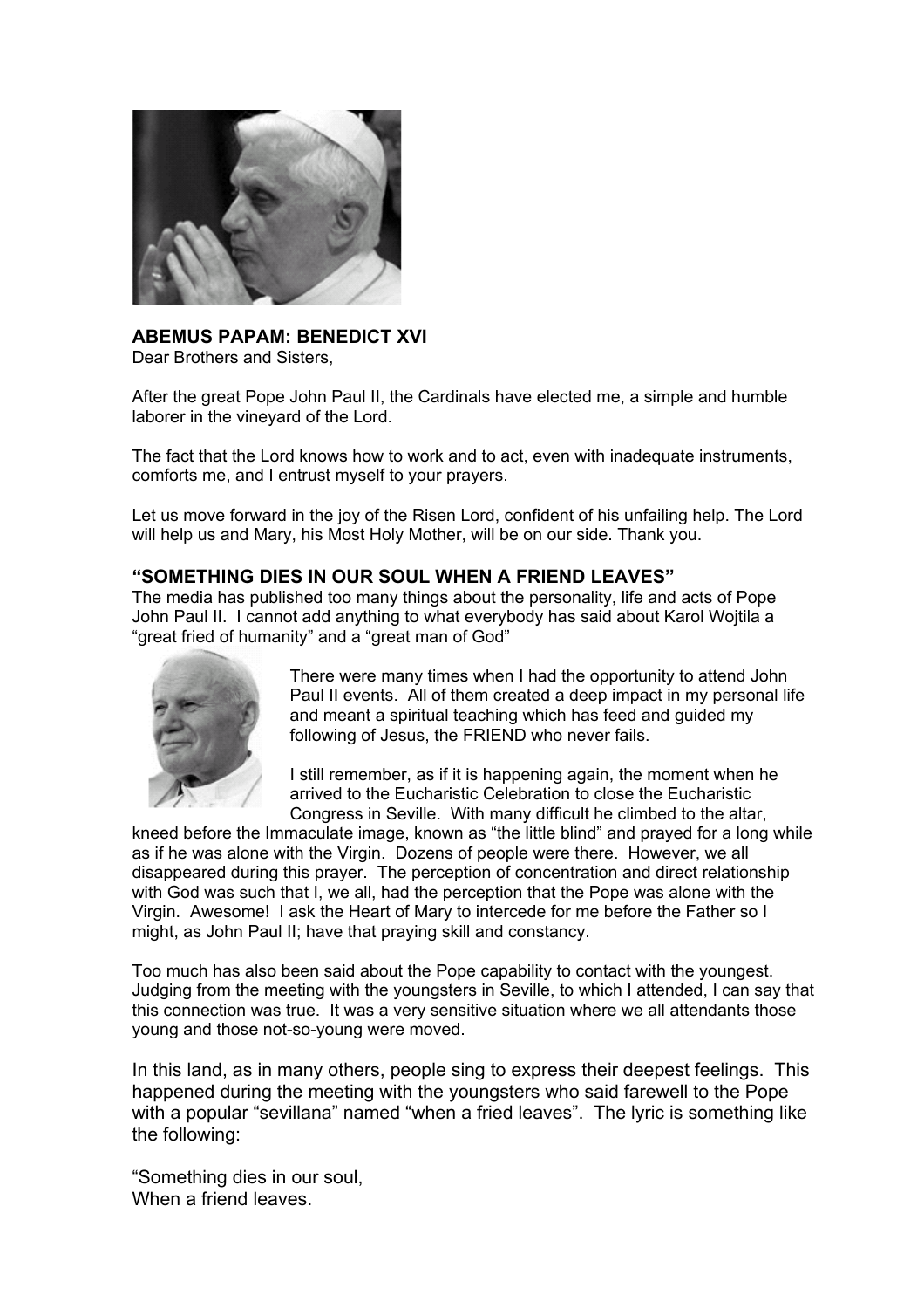## ABEMUS PAPAM: BENEDICT XVI

Dear Brothers and Sisters,

After the great Pope John Paul II, the Cardinals have elected me, a simple and humble laborer in the vineyard of the Lord.

The fact that the Lord knows how to work and to act, even with inadequate instruments, comforts me, and I entrust myself to your prayers.

Let us move forward in the joy of the Risen Lord, confident of his unfailing help. The Lord will help us and Mary, his Most Holy Mother, will be on our side. Thank you.

## "SOMETHING DIES IN OUR SOUL WHEN A FRIEND LEAVES"

The media has published too many things about the personality, life and acts of Pope John Paul II. I cannot add anything to what everybody has said about Karol Wojtila a "great fried of humanity" and a "great man of God"

There were many times when I had the opportunity to attend John Paul II events. All of them created a deep impact in my personal life and meant a spiritual teaching which has feed and guided my following of Jesus, the FRIEND who never fails.

I still remember, as if it is happening again, the moment when he arrived to the Eucharistic Celebration to close the Eucharistic Congress in Seville. With many difficult he climbed to the altar, kneed before the Immaculate image, known as "the little blind" and prayed for a long while as if he was alone with the Virgin. Dozens of people were there. However, we all disappeared during this prayer. The perception of concentration and direct relationship with God was such that I, we all, had the perception that the Pope was alone with the Virgin. Awesome! I ask the Heart of Mary to intercede for me before the Father so I might, as John Paul II; have that praying skill and constancy.

Too much has also been said about the Pope capability to contact with the youngest. Judging from the meeting with the youngsters in Seville, to which I attended, I can say that this connection was true. It was a very sensitive situation where we all attendants those young and those not-so-young were moved.

In this land, as in many others, people sing to express their deepest feelings. This happened during the meeting with the youngsters who said farewell to the Pope with a popular "sevillana" named "when a fried leaves". The lyric is something like the following:

"Something dies in our soul,
When a friend leaves.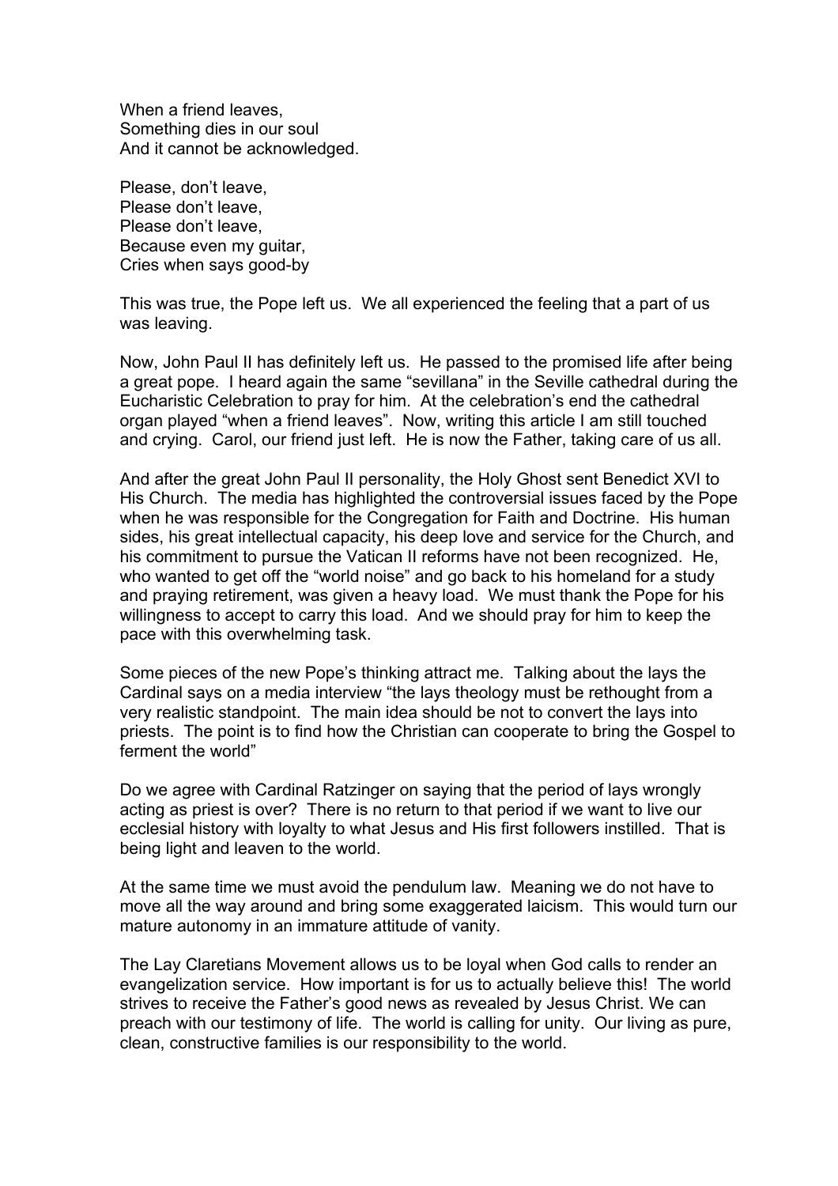When a friend leaves,  
Something dies in our soul  
And it cannot be acknowledged.

Please, don't leave,  
Please don't leave,  
Please don't leave,  
Because even my guitar,  
Cries when says good-by

This was true, the Pope left us. We all experienced the feeling that a part of us was leaving.

Now, John Paul II has definitely left us. He passed to the promised life after being a great pope. I heard again the same "sevillana" in the Seville cathedral during the Eucharistic Celebration to pray for him. At the celebration's end the cathedral organ played "when a friend leaves". Now, writing this article I am still touched and crying. Carol, our friend just left. He is now the Father, taking care of us all.

And after the great John Paul II personality, the Holy Ghost sent Benedict XVI to His Church. The media has highlighted the controversial issues faced by the Pope when he was responsible for the Congregation for Faith and Doctrine. His human sides, his great intellectual capacity, his deep love and service for the Church, and his commitment to pursue the Vatican II reforms have not been recognized. He, who wanted to get off the "world noise" and go back to his homeland for a study and praying retirement, was given a heavy load. We must thank the Pope for his willingness to accept to carry this load. And we should pray for him to keep the pace with this overwhelming task.

Some pieces of the new Pope's thinking attract me. Talking about the lays the Cardinal says on a media interview "the lays theology must be rethought from a very realistic standpoint. The main idea should be not to convert the lays into priests. The point is to find how the Christian can cooperate to bring the Gospel to ferment the world"

Do we agree with Cardinal Ratzinger on saying that the period of lays wrongly acting as priest is over? There is no return to that period if we want to live our ecclesial history with loyalty to what Jesus and His first followers instilled. That is being light and leaven to the world.

At the same time we must avoid the pendulum law. Meaning we do not have to move all the way around and bring some exaggerated laicism. This would turn our mature autonomy in an immature attitude of vanity.

The Lay Claretians Movement allows us to be loyal when God calls to render an evangelization service. How important is for us to actually believe this! The world strives to receive the Father's good news as revealed by Jesus Christ. We can preach with our testimony of life. The world is calling for unity. Our living as pure, clean, constructive families is our responsibility to the world.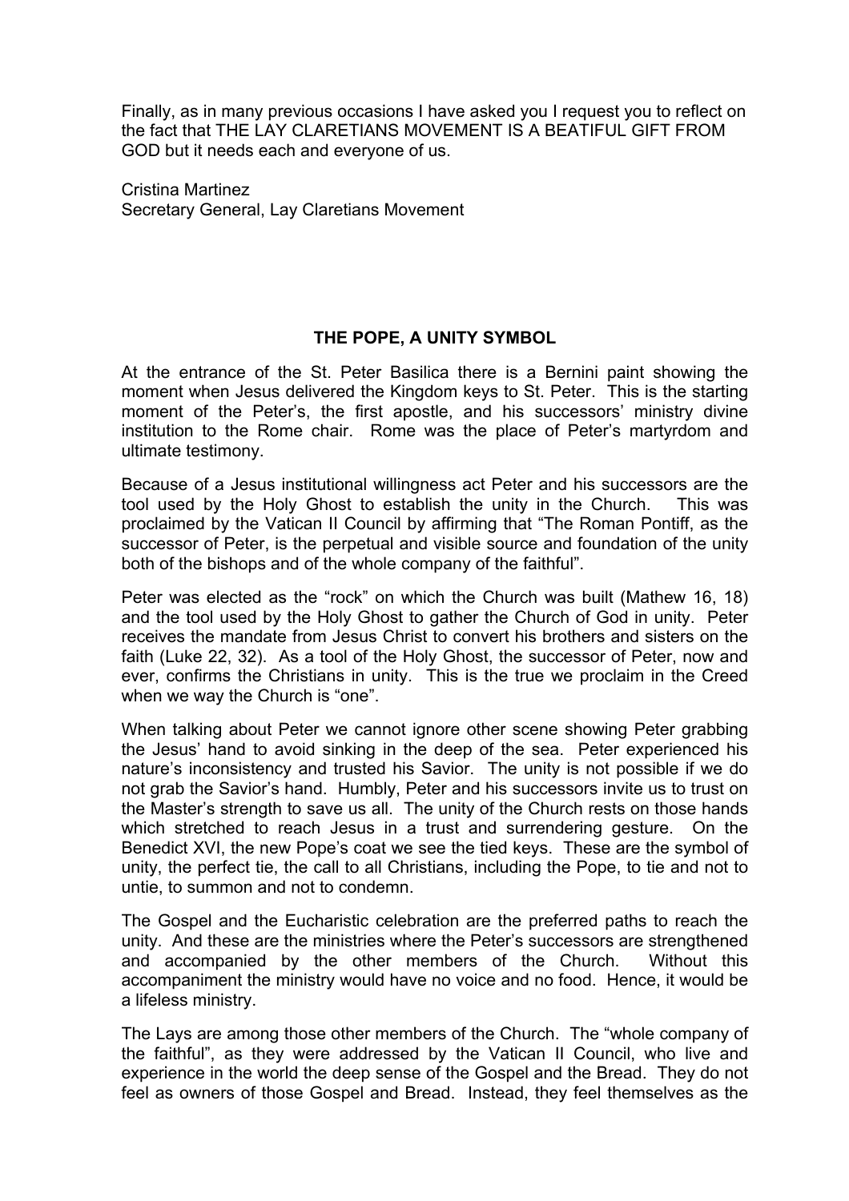Finally, as in many previous occasions I have asked you I request you to reflect on the fact that THE LAY CLARETIANS MOVEMENT IS A BEATIFUL GIFT FROM GOD but it needs each and everyone of us.

Cristina Martinez
Secretary General, Lay Claretians Movement

## THE POPE, A UNITY SYMBOL

At the entrance of the St. Peter Basilica there is a Bernini paint showing the moment when Jesus delivered the Kingdom keys to St. Peter. This is the starting moment of the Peter's, the first apostle, and his successors' ministry divine institution to the Rome chair. Rome was the place of Peter's martyrdom and ultimate testimony.

Because of a Jesus institutional willingness act Peter and his successors are the tool used by the Holy Ghost to establish the unity in the Church. This was proclaimed by the Vatican II Council by affirming that "The Roman Pontiff, as the successor of Peter, is the perpetual and visible source and foundation of the unity both of the bishops and of the whole company of the faithful".

Peter was elected as the "rock" on which the Church was built (Mathew 16, 18) and the tool used by the Holy Ghost to gather the Church of God in unity. Peter receives the mandate from Jesus Christ to convert his brothers and sisters on the faith (Luke 22, 32). As a tool of the Holy Ghost, the successor of Peter, now and ever, confirms the Christians in unity. This is the true we proclaim in the Creed when we way the Church is "one".

When talking about Peter we cannot ignore other scene showing Peter grabbing the Jesus' hand to avoid sinking in the deep of the sea. Peter experienced his nature's inconsistency and trusted his Savior. The unity is not possible if we do not grab the Savior's hand. Humbly, Peter and his successors invite us to trust on the Master's strength to save us all. The unity of the Church rests on those hands which stretched to reach Jesus in a trust and surrendering gesture. On the Benedict XVI, the new Pope's coat we see the tied keys. These are the symbol of unity, the perfect tie, the call to all Christians, including the Pope, to tie and not to untie, to summon and not to condemn.

The Gospel and the Eucharistic celebration are the preferred paths to reach the unity. And these are the ministries where the Peter's successors are strengthened and accompanied by the other members of the Church. Without this accompaniment the ministry would have no voice and no food. Hence, it would be a lifeless ministry.

The Lays are among those other members of the Church. The "whole company of the faithful", as they were addressed by the Vatican II Council, who live and experience in the world the deep sense of the Gospel and the Bread. They do not feel as owners of those Gospel and Bread. Instead, they feel themselves as the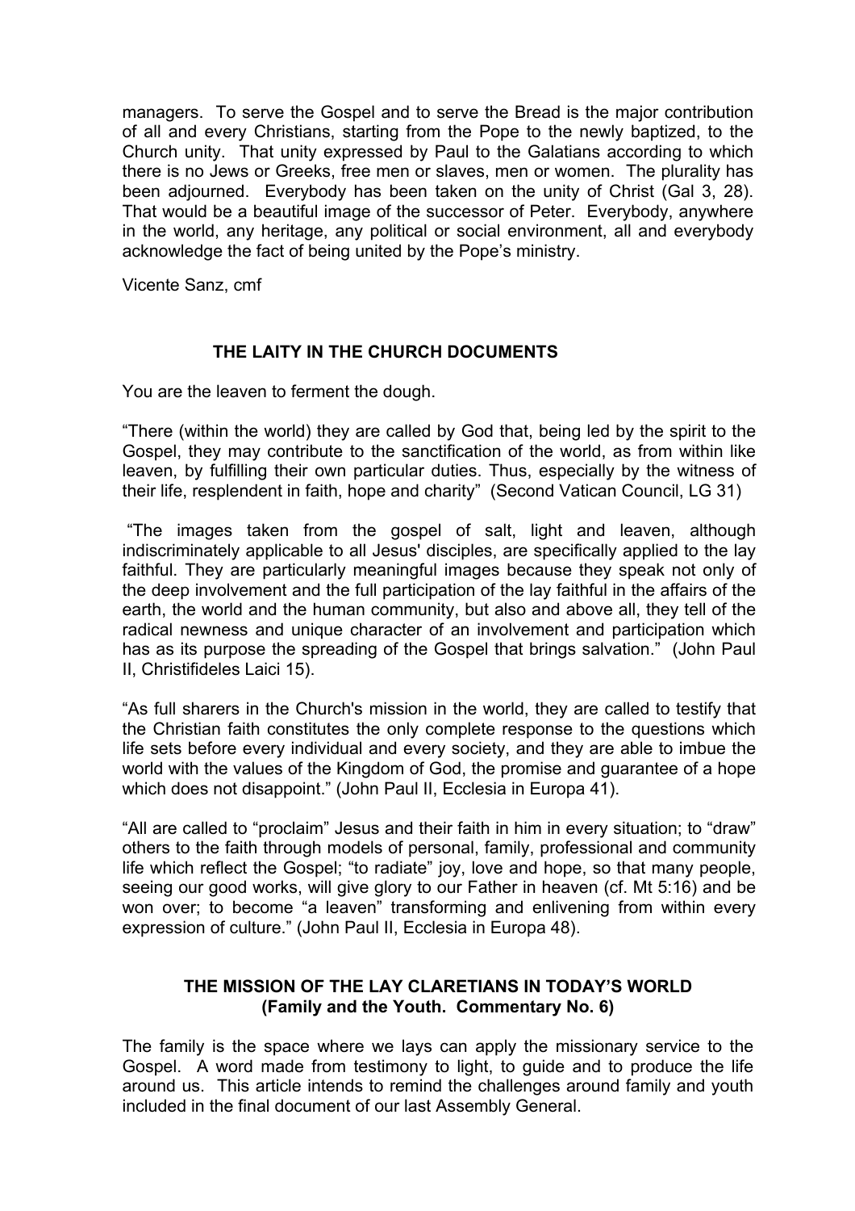managers. To serve the Gospel and to serve the Bread is the major contribution of all and every Christians, starting from the Pope to the newly baptized, to the Church unity. That unity expressed by Paul to the Galatians according to which there is no Jews or Greeks, free men or slaves, men or women. The plurality has been adjourned. Everybody has been taken on the unity of Christ (Gal 3, 28). That would be a beautiful image of the successor of Peter. Everybody, anywhere in the world, any heritage, any political or social environment, all and everybody acknowledge the fact of being united by the Pope's ministry.

Vicente Sanz, cmf

## THE LAITY IN THE CHURCH DOCUMENTS

You are the leaven to ferment the dough.

"There (within the world) they are called by God that, being led by the spirit to the Gospel, they may contribute to the sanctification of the world, as from within like leaven, by fulfilling their own particular duties. Thus, especially by the witness of their life, resplendent in faith, hope and charity" (Second Vatican Council, LG 31)

"The images taken from the gospel of salt, light and leaven, although indiscriminately applicable to all Jesus' disciples, are specifically applied to the lay faithful. They are particularly meaningful images because they speak not only of the deep involvement and the full participation of the lay faithful in the affairs of the earth, the world and the human community, but also and above all, they tell of the radical newness and unique character of an involvement and participation which has as its purpose the spreading of the Gospel that brings salvation." (John Paul II, Christifideles Laici 15).

"As full sharers in the Church's mission in the world, they are called to testify that the Christian faith constitutes the only complete response to the questions which life sets before every individual and every society, and they are able to imbue the world with the values of the Kingdom of God, the promise and guarantee of a hope which does not disappoint." (John Paul II, Ecclesia in Europa 41).

"All are called to "proclaim" Jesus and their faith in him in every situation; to "draw" others to the faith through models of personal, family, professional and community life which reflect the Gospel; "to radiate" joy, love and hope, so that many people, seeing our good works, will give glory to our Father in heaven (cf. Mt 5:16) and be won over; to become "a leaven" transforming and enlivening from within every expression of culture." (John Paul II, Ecclesia in Europa 48).

## THE MISSION OF THE LAY CLARETIANS IN TODAY'S WORLD (Family and the Youth. Commentary No. 6)

The family is the space where we lays can apply the missionary service to the Gospel. A word made from testimony to light, to guide and to produce the life around us. This article intends to remind the challenges around family and youth included in the final document of our last Assembly General.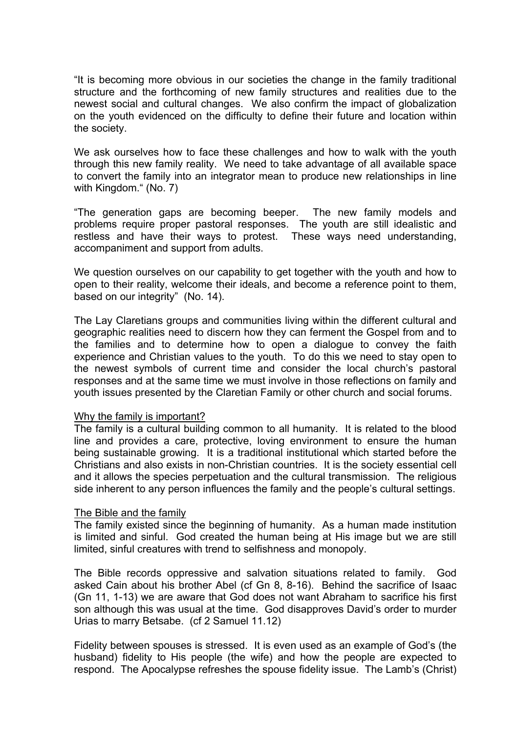"It is becoming more obvious in our societies the change in the family traditional structure and the forthcoming of new family structures and realities due to the newest social and cultural changes. We also confirm the impact of globalization on the youth evidenced on the difficulty to define their future and location within the society.

We ask ourselves how to face these challenges and how to walk with the youth through this new family reality. We need to take advantage of all available space to convert the family into an integrator mean to produce new relationships in line with Kingdom." (No. 7)

"The generation gaps are becoming beeper. The new family models and problems require proper pastoral responses. The youth are still idealistic and restless and have their ways to protest. These ways need understanding, accompaniment and support from adults.

We question ourselves on our capability to get together with the youth and how to open to their reality, welcome their ideals, and become a reference point to them, based on our integrity" (No. 14).

The Lay Claretians groups and communities living within the different cultural and geographic realities need to discern how they can ferment the Gospel from and to the families and to determine how to open a dialogue to convey the faith experience and Christian values to the youth. To do this we need to stay open to the newest symbols of current time and consider the local church's pastoral responses and at the same time we must involve in those reflections on family and youth issues presented by the Claretian Family or other church and social forums.

Why the family is important?

The family is a cultural building common to all humanity. It is related to the blood line and provides a care, protective, loving environment to ensure the human being sustainable growing. It is a traditional institutional which started before the Christians and also exists in non-Christian countries. It is the society essential cell and it allows the species perpetuation and the cultural transmission. The religious side inherent to any person influences the family and the people's cultural settings.

The Bible and the family

The family existed since the beginning of humanity. As a human made institution is limited and sinful. God created the human being at His image but we are still limited, sinful creatures with trend to selfishness and monopoly.

The Bible records oppressive and salvation situations related to family. God asked Cain about his brother Abel (cf Gn 8, 8-16). Behind the sacrifice of Isaac (Gn 11, 1-13) we are aware that God does not want Abraham to sacrifice his first son although this was usual at the time. God disapproves David's order to murder Urias to marry Betsabe. (cf 2 Samuel 11.12)

Fidelity between spouses is stressed. It is even used as an example of God's (the husband) fidelity to His people (the wife) and how the people are expected to respond. The Apocalypse refreshes the spouse fidelity issue. The Lamb's (Christ)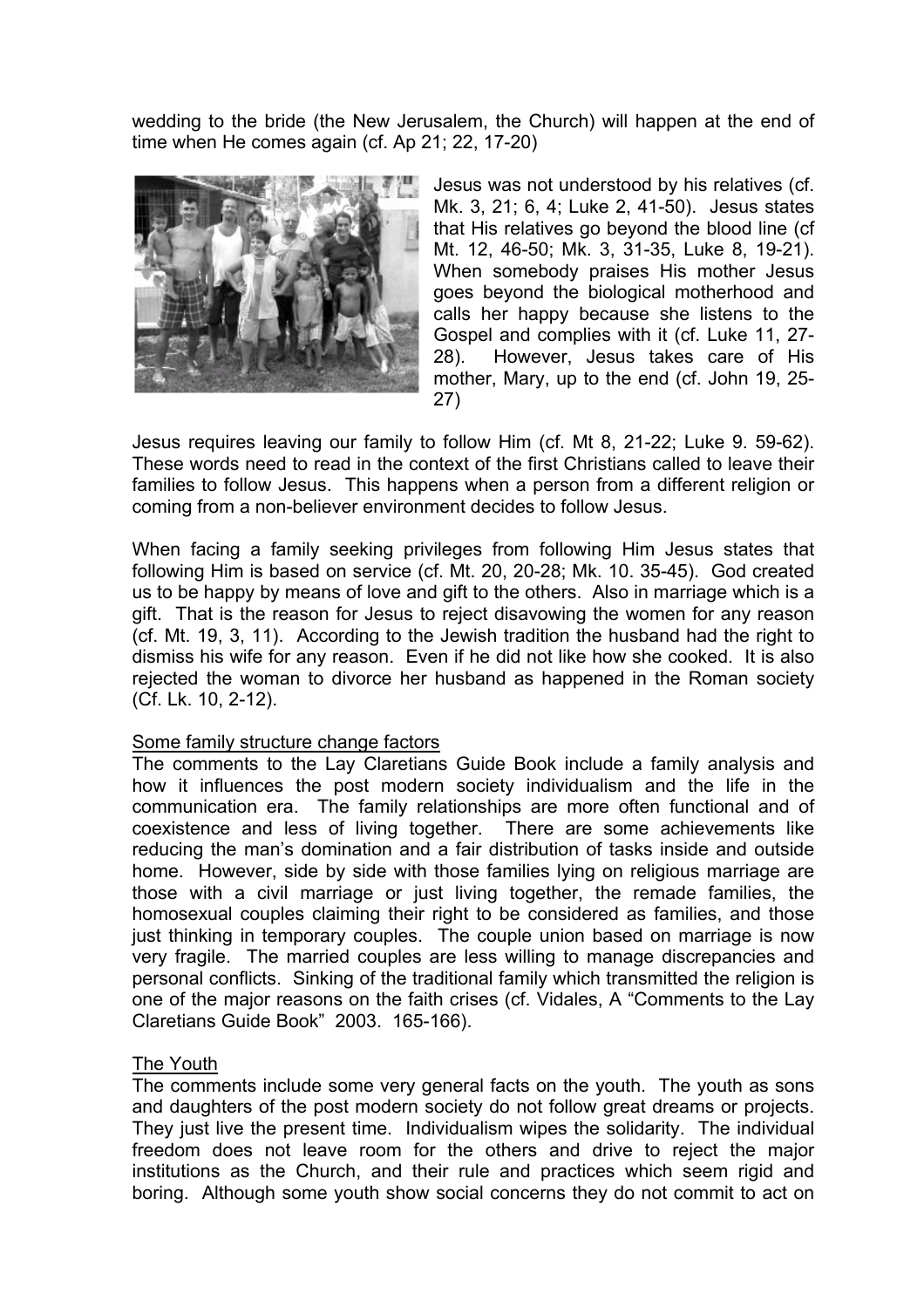wedding to the bride (the New Jerusalem, the Church) will happen at the end of time when He comes again (cf. Ap 21; 22, 17-20)

Jesus was not understood by his relatives (cf. Mk. 3, 21; 6, 4; Luke 2, 41-50). Jesus states that His relatives go beyond the blood line (cf Mt. 12, 46-50; Mk. 3, 31-35, Luke 8, 19-21). When somebody praises His mother Jesus goes beyond the biological motherhood and calls her happy because she listens to the Gospel and complies with it (cf. Luke 11, 27-28). However, Jesus takes care of His mother, Mary, up to the end (cf. John 19, 25-27)

Jesus requires leaving our family to follow Him (cf. Mt 8, 21-22; Luke 9. 59-62). These words need to read in the context of the first Christians called to leave their families to follow Jesus. This happens when a person from a different religion or coming from a non-believer environment decides to follow Jesus.

When facing a family seeking privileges from following Him Jesus states that following Him is based on service (cf. Mt. 20, 20-28; Mk. 10. 35-45). God created us to be happy by means of love and gift to the others. Also in marriage which is a gift. That is the reason for Jesus to reject disavowing the women for any reason (cf. Mt. 19, 3, 11). According to the Jewish tradition the husband had the right to dismiss his wife for any reason. Even if he did not like how she cooked. It is also rejected the woman to divorce her husband as happened in the Roman society (Cf. Lk. 10, 2-12).

Some family structure change factors

The comments to the Lay Claretians Guide Book include a family analysis and how it influences the post modern society individualism and the life in the communication era. The family relationships are more often functional and of coexistence and less of living together. There are some achievements like reducing the man's domination and a fair distribution of tasks inside and outside home. However, side by side with those families lying on religious marriage are those with a civil marriage or just living together, the remade families, the homosexual couples claiming their right to be considered as families, and those just thinking in temporary couples. The couple union based on marriage is now very fragile. The married couples are less willing to manage discrepancies and personal conflicts. Sinking of the traditional family which transmitted the religion is one of the major reasons on the faith crises (cf. Vidales, A "Comments to the Lay Claretians Guide Book" 2003. 165-166).

The Youth

The comments include some very general facts on the youth. The youth as sons and daughters of the post modern society do not follow great dreams or projects. They just live the present time. Individualism wipes the solidarity. The individual freedom does not leave room for the others and drive to reject the major institutions as the Church, and their rule and practices which seem rigid and boring. Although some youth show social concerns they do not commit to act on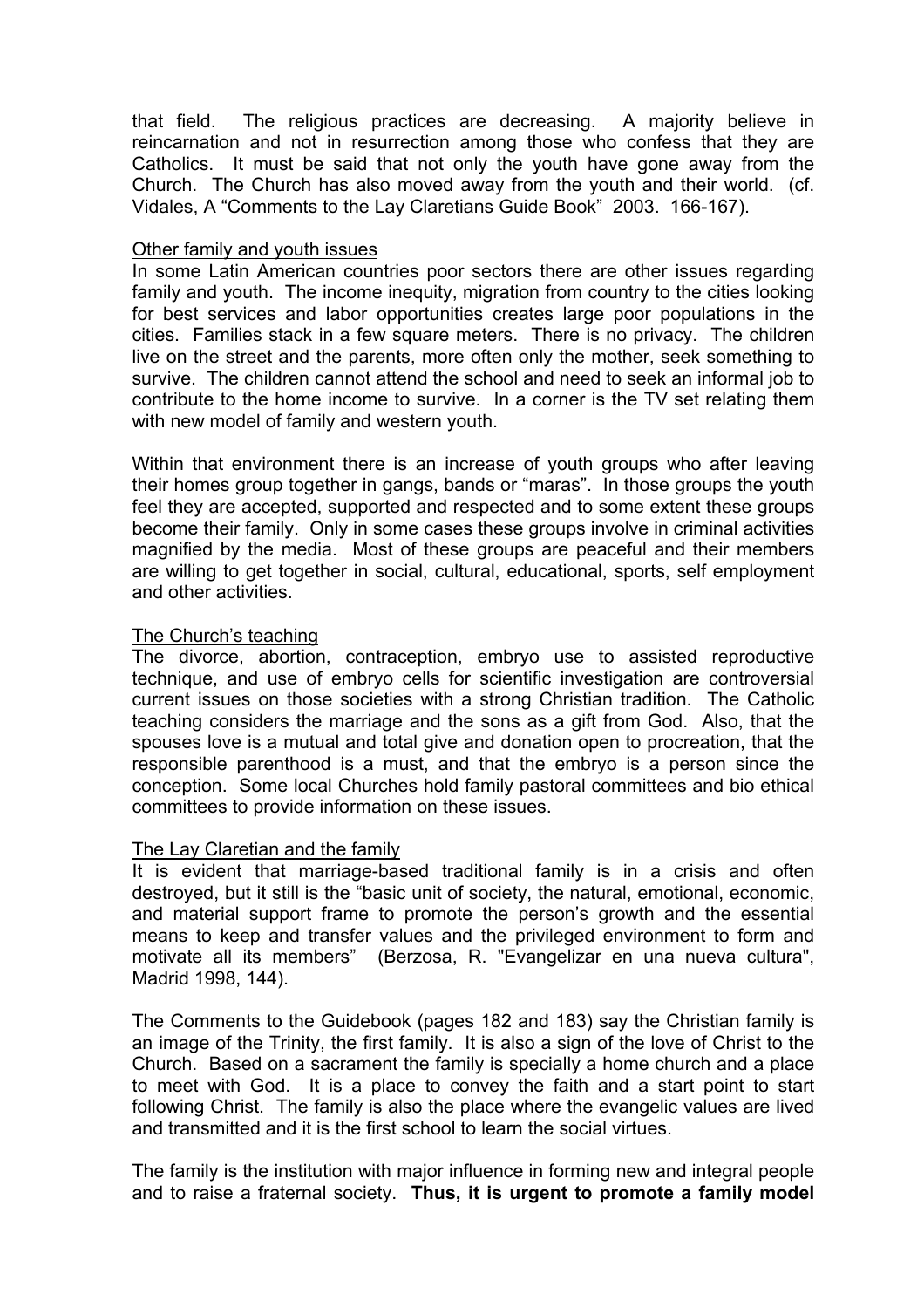that field. The religious practices are decreasing. A majority believe in reincarnation and not in resurrection among those who confess that they are Catholics. It must be said that not only the youth have gone away from the Church. The Church has also moved away from the youth and their world. (cf. Vidales, A "Comments to the Lay Claretians Guide Book" 2003. 166-167).

### Other family and youth issues

In some Latin American countries poor sectors there are other issues regarding family and youth. The income inequity, migration from country to the cities looking for best services and labor opportunities creates large poor populations in the cities. Families stack in a few square meters. There is no privacy. The children live on the street and the parents, more often only the mother, seek something to survive. The children cannot attend the school and need to seek an informal job to contribute to the home income to survive. In a corner is the TV set relating them with new model of family and western youth.

Within that environment there is an increase of youth groups who after leaving their homes group together in gangs, bands or "maras". In those groups the youth feel they are accepted, supported and respected and to some extent these groups become their family. Only in some cases these groups involve in criminal activities magnified by the media. Most of these groups are peaceful and their members are willing to get together in social, cultural, educational, sports, self employment and other activities.

### The Church's teaching

The divorce, abortion, contraception, embryo use to assisted reproductive technique, and use of embryo cells for scientific investigation are controversial current issues on those societies with a strong Christian tradition. The Catholic teaching considers the marriage and the sons as a gift from God. Also, that the spouses love is a mutual and total give and donation open to procreation, that the responsible parenthood is a must, and that the embryo is a person since the conception. Some local Churches hold family pastoral committees and bio ethical committees to provide information on these issues.

### The Lay Claretian and the family

It is evident that marriage-based traditional family is in a crisis and often destroyed, but it still is the "basic unit of society, the natural, emotional, economic, and material support frame to promote the person's growth and the essential means to keep and transfer values and the privileged environment to form and motivate all its members" (Berzosa, R. "Evangelizar en una nueva cultura", Madrid 1998, 144).

The Comments to the Guidebook (pages 182 and 183) say the Christian family is an image of the Trinity, the first family. It is also a sign of the love of Christ to the Church. Based on a sacrament the family is specially a home church and a place to meet with God. It is a place to convey the faith and a start point to start following Christ. The family is also the place where the evangelic values are lived and transmitted and it is the first school to learn the social virtues.

The family is the institution with major influence in forming new and integral people and to raise a fraternal society. **Thus, it is urgent to promote a family model**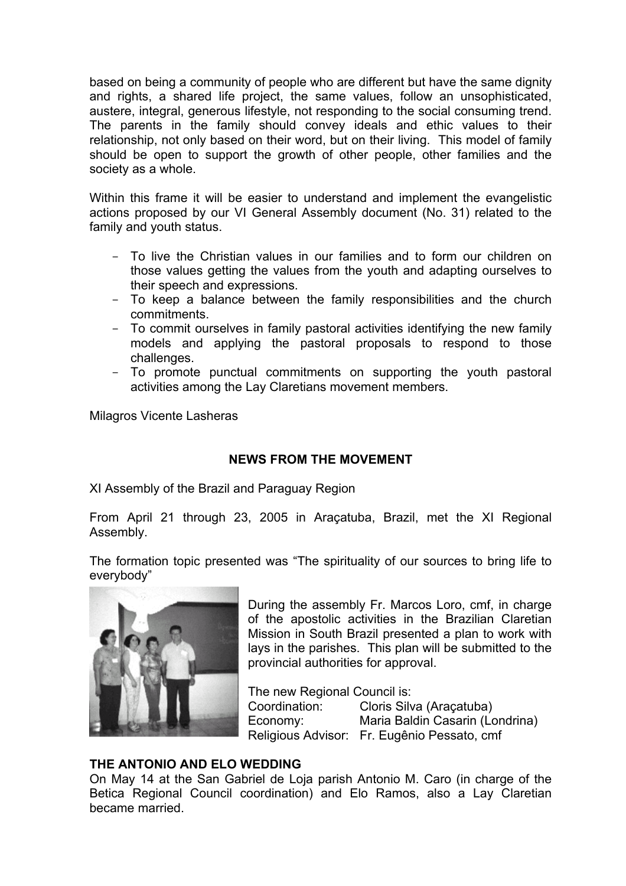based on being a community of people who are different but have the same dignity and rights, a shared life project, the same values, follow an unsophisticated, austere, integral, generous lifestyle, not responding to the social consuming trend. The parents in the family should convey ideals and ethic values to their relationship, not only based on their word, but on their living. This model of family should be open to support the growth of other people, other families and the society as a whole.

Within this frame it will be easier to understand and implement the evangelistic actions proposed by our VI General Assembly document (No. 31) related to the family and youth status.

- To live the Christian values in our families and to form our children on those values getting the values from the youth and adapting ourselves to their speech and expressions.
- To keep a balance between the family responsibilities and the church commitments.
- To commit ourselves in family pastoral activities identifying the new family models and applying the pastoral proposals to respond to those challenges.
- To promote punctual commitments on supporting the youth pastoral activities among the Lay Claretians movement members.

Milagros Vicente Lasheras

## NEWS FROM THE MOVEMENT

XI Assembly of the Brazil and Paraguay Region

From April 21 through 23, 2005 in Araçatuba, Brazil, met the XI Regional Assembly.

The formation topic presented was “The spirituality of our sources to bring life to everybody”

During the assembly Fr. Marcos Loro, cmf, in charge of the apostolic activities in the Brazilian Claretian Mission in South Brazil presented a plan to work with lays in the parishes. This plan will be submitted to the provincial authorities for approval.

The new Regional Council is:

Coordination: Cloris Silva (Araçatuba)
Economy: Maria Baldin Casarin (Londrina)
Religious Advisor: Fr. Eugênio Pessato, cmf

### THE ANTONIO AND ELO WEDDING

On May 14 at the San Gabriel de Loja parish Antonio M. Caro (in charge of the Betica Regional Council coordination) and Elo Ramos, also a Lay Claretian became married.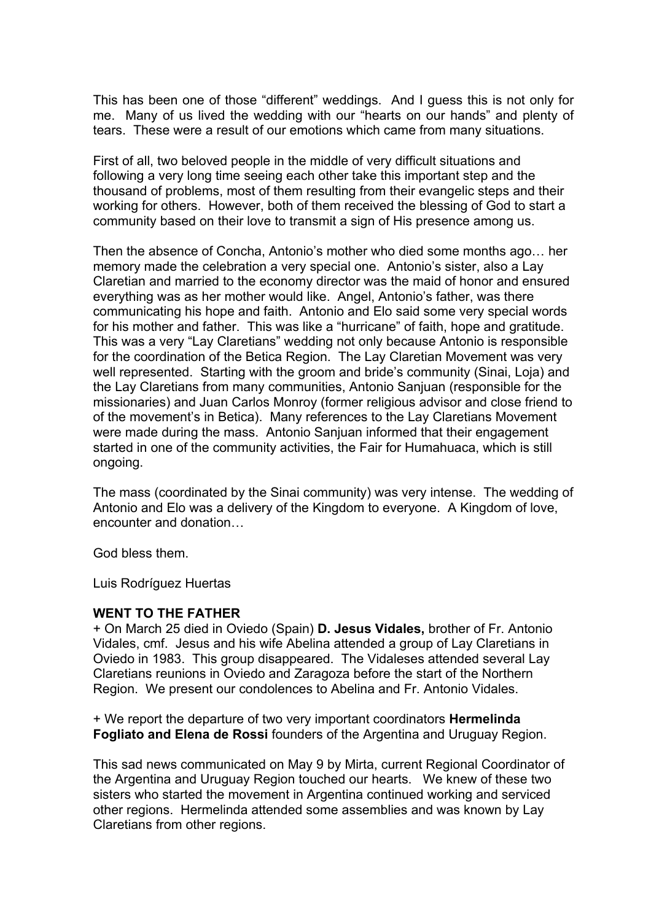This has been one of those “different” weddings. And I guess this is not only for me. Many of us lived the wedding with our “hearts on our hands” and plenty of tears. These were a result of our emotions which came from many situations.

First of all, two beloved people in the middle of very difficult situations and following a very long time seeing each other take this important step and the thousand of problems, most of them resulting from their evangelic steps and their working for others. However, both of them received the blessing of God to start a community based on their love to transmit a sign of His presence among us.

Then the absence of Concha, Antonio’s mother who died some months ago… her memory made the celebration a very special one. Antonio’s sister, also a Lay Claretian and married to the economy director was the maid of honor and ensured everything was as her mother would like. Angel, Antonio’s father, was there communicating his hope and faith. Antonio and Elo said some very special words for his mother and father. This was like a “hurricane” of faith, hope and gratitude. This was a very “Lay Claretians” wedding not only because Antonio is responsible for the coordination of the Betica Region. The Lay Claretian Movement was very well represented. Starting with the groom and bride’s community (Sinai, Loja) and the Lay Claretians from many communities, Antonio Sanjuan (responsible for the missionaries) and Juan Carlos Monroy (former religious advisor and close friend to of the movement’s in Betica). Many references to the Lay Claretians Movement were made during the mass. Antonio Sanjuan informed that their engagement started in one of the community activities, the Fair for Humahuaca, which is still ongoing.

The mass (coordinated by the Sinai community) was very intense. The wedding of Antonio and Elo was a delivery of the Kingdom to everyone. A Kingdom of love, encounter and donation…

God bless them.

Luis Rodríguez Huertas

**WENT TO THE FATHER**

+ On March 25 died in Oviedo (Spain) **D. Jesus Vidales,** brother of Fr. Antonio Vidales, cmf. Jesus and his wife Abelina attended a group of Lay Claretians in Oviedo in 1983. This group disappeared. The Vidaleses attended several Lay Claretians reunions in Oviedo and Zaragoza before the start of the Northern Region. We present our condolences to Abelina and Fr. Antonio Vidales.

+ We report the departure of two very important coordinators **Hermelinda Fogliato and Elena de Rossi** founders of the Argentina and Uruguay Region.

This sad news communicated on May 9 by Mirta, current Regional Coordinator of the Argentina and Uruguay Region touched our hearts. We knew of these two sisters who started the movement in Argentina continued working and serviced other regions. Hermelinda attended some assemblies and was known by Lay Claretians from other regions.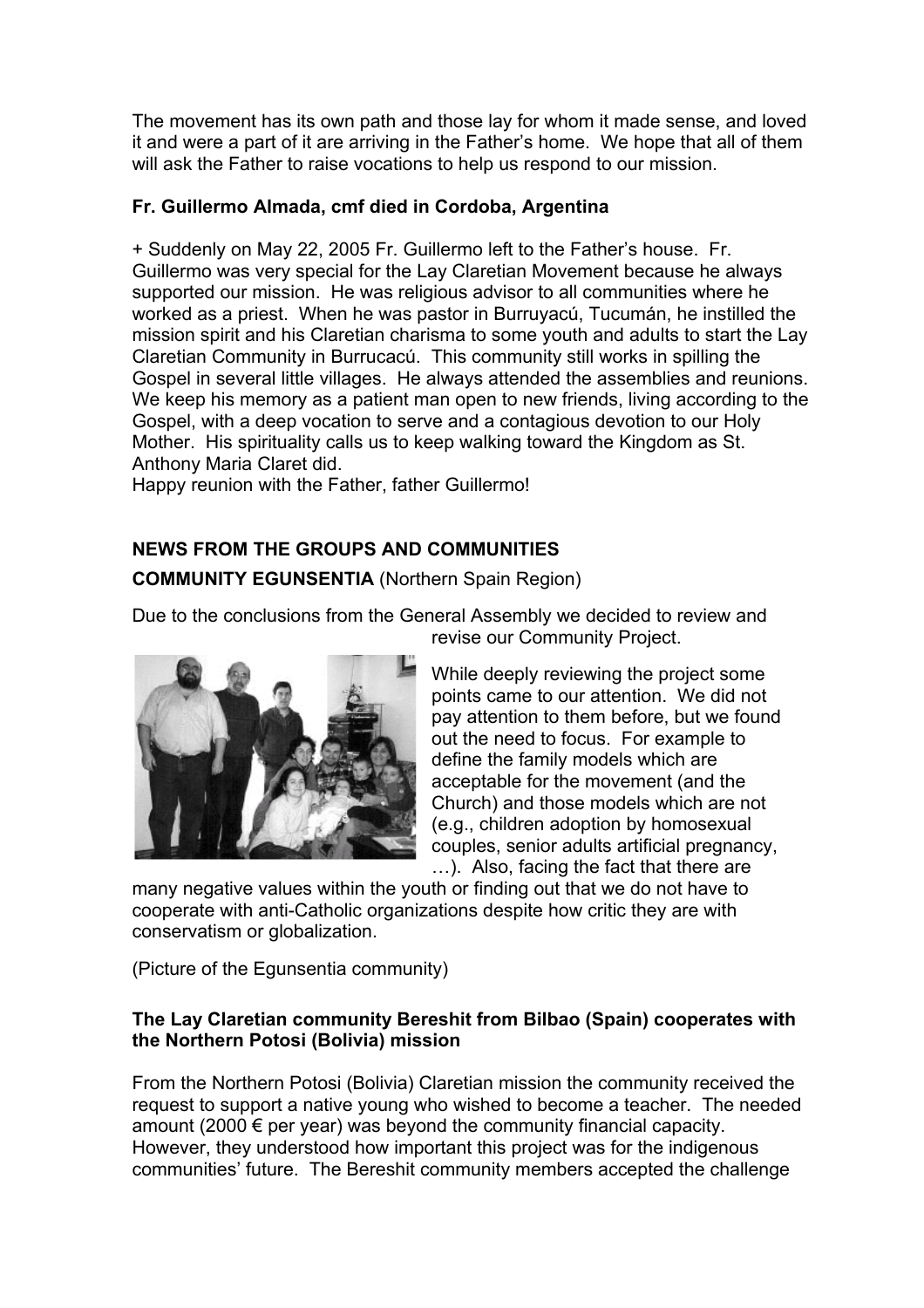The movement has its own path and those lay for whom it made sense, and loved it and were a part of it are arriving in the Father's home. We hope that all of them will ask the Father to raise vocations to help us respond to our mission.

### Fr. Guillermo Almada, cmf died in Cordoba, Argentina

+ Suddenly on May 22, 2005 Fr. Guillermo left to the Father's house. Fr. Guillermo was very special for the Lay Claretian Movement because he always supported our mission. He was religious advisor to all communities where he worked as a priest. When he was pastor in Burruyacú, Tucumán, he instilled the mission spirit and his Claretian charisma to some youth and adults to start the Lay Claretian Community in Burrucacú. This community still works in spilling the Gospel in several little villages. He always attended the assemblies and reunions. We keep his memory as a patient man open to new friends, living according to the Gospel, with a deep vocation to serve and a contagious devotion to our Holy Mother. His spirituality calls us to keep walking toward the Kingdom as St. Anthony Maria Claret did.
Happy reunion with the Father, father Guillermo!

## NEWS FROM THE GROUPS AND COMMUNITIES

### COMMUNITY EGUNSENTIA (Northern Spain Region)

Due to the conclusions from the General Assembly we decided to review and revise our Community Project.

While deeply reviewing the project some points came to our attention. We did not pay attention to them before, but we found out the need to focus. For example to define the family models which are acceptable for the movement (and the Church) and those models which are not (e.g., children adoption by homosexual couples, senior adults artificial pregnancy, …). Also, facing the fact that there are many negative values within the youth or finding out that we do not have to cooperate with anti-Catholic organizations despite how critic they are with conservatism or globalization.

(Picture of the Egunsentia community)

### The Lay Claretian community Bereshit from Bilbao (Spain) cooperates with the Northern Potosi (Bolivia) mission

From the Northern Potosi (Bolivia) Claretian mission the community received the request to support a native young who wished to become a teacher. The needed amount (2000 € per year) was beyond the community financial capacity. However, they understood how important this project was for the indigenous communities' future. The Bereshit community members accepted the challenge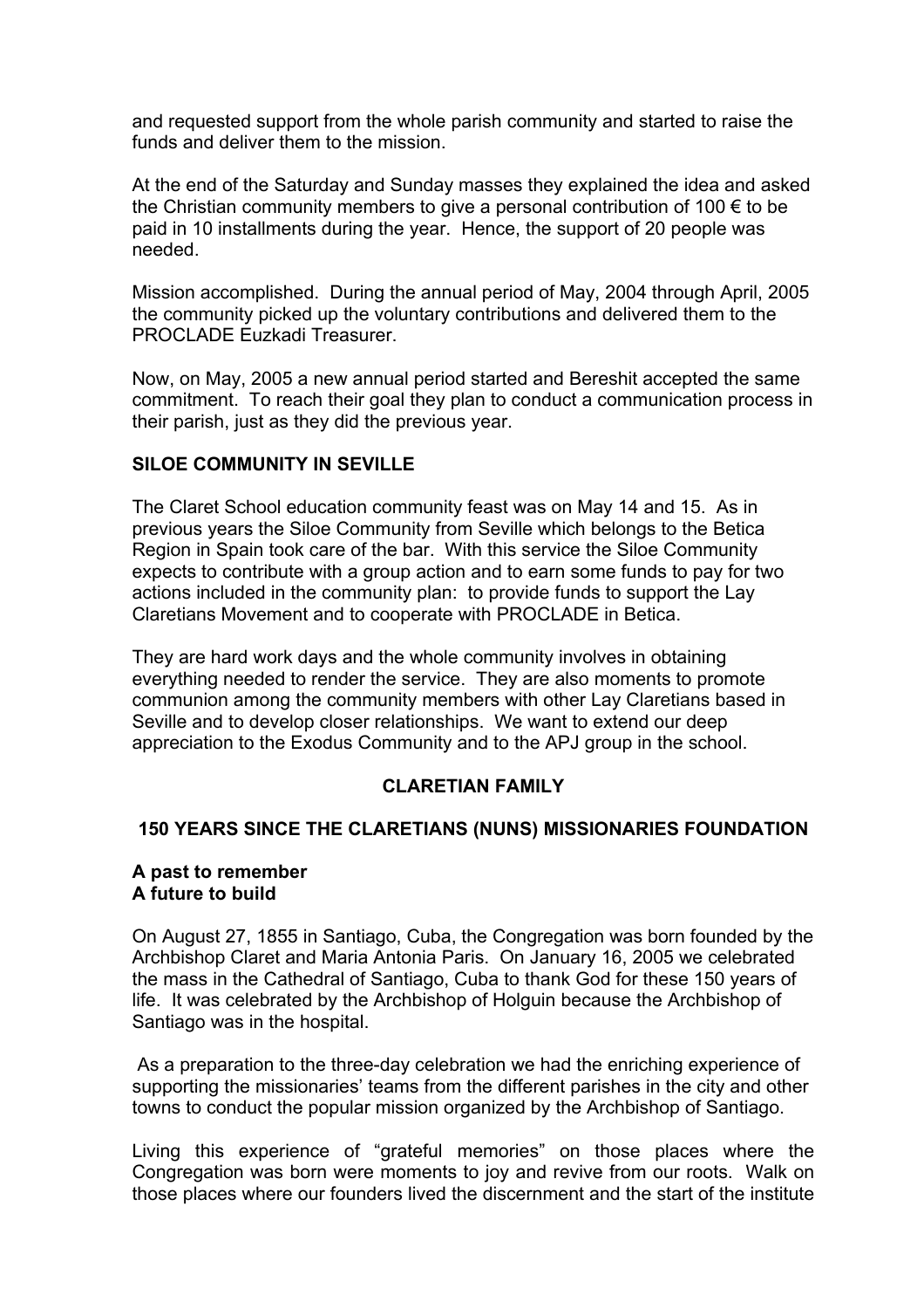and requested support from the whole parish community and started to raise the funds and deliver them to the mission.

At the end of the Saturday and Sunday masses they explained the idea and asked the Christian community members to give a personal contribution of 100 € to be paid in 10 installments during the year. Hence, the support of 20 people was needed.

Mission accomplished. During the annual period of May, 2004 through April, 2005 the community picked up the voluntary contributions and delivered them to the PROCLADE Euzkadi Treasurer.

Now, on May, 2005 a new annual period started and Bereshit accepted the same commitment. To reach their goal they plan to conduct a communication process in their parish, just as they did the previous year.

**SILOE COMMUNITY IN SEVILLE**

The Claret School education community feast was on May 14 and 15. As in previous years the Siloe Community from Seville which belongs to the Betica Region in Spain took care of the bar. With this service the Siloe Community expects to contribute with a group action and to earn some funds to pay for two actions included in the community plan: to provide funds to support the Lay Claretians Movement and to cooperate with PROCLADE in Betica.

They are hard work days and the whole community involves in obtaining everything needed to render the service. They are also moments to promote communion among the community members with other Lay Claretians based in Seville and to develop closer relationships. We want to extend our deep appreciation to the Exodus Community and to the APJ group in the school.

## CLARETIAN FAMILY

### 150 YEARS SINCE THE CLARETIANS (NUNS) MISSIONARIES FOUNDATION

**A past to remember**
**A future to build**

On August 27, 1855 in Santiago, Cuba, the Congregation was born founded by the Archbishop Claret and Maria Antonia Paris. On January 16, 2005 we celebrated the mass in the Cathedral of Santiago, Cuba to thank God for these 150 years of life. It was celebrated by the Archbishop of Holguin because the Archbishop of Santiago was in the hospital.

As a preparation to the three-day celebration we had the enriching experience of supporting the missionaries' teams from the different parishes in the city and other towns to conduct the popular mission organized by the Archbishop of Santiago.

Living this experience of "grateful memories" on those places where the Congregation was born were moments to joy and revive from our roots. Walk on those places where our founders lived the discernment and the start of the institute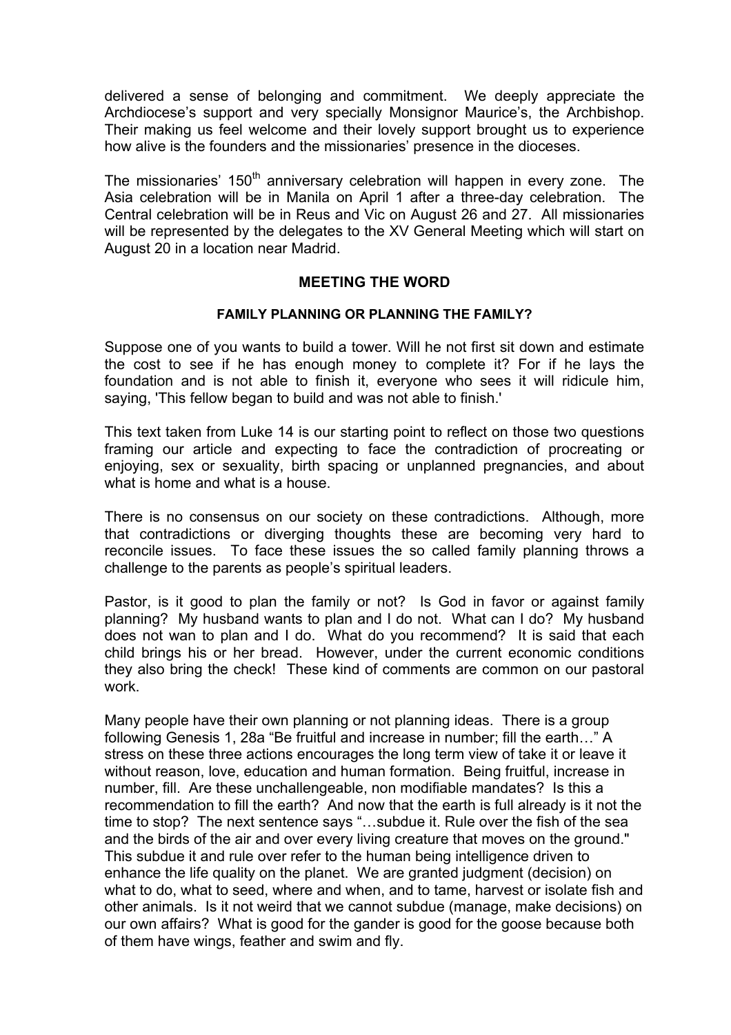delivered a sense of belonging and commitment. We deeply appreciate the Archdiocese's support and very specially Monsignor Maurice's, the Archbishop. Their making us feel welcome and their lovely support brought us to experience how alive is the founders and the missionaries' presence in the dioceses.

The missionaries' 150th anniversary celebration will happen in every zone. The Asia celebration will be in Manila on April 1 after a three-day celebration. The Central celebration will be in Reus and Vic on August 26 and 27. All missionaries will be represented by the delegates to the XV General Meeting which will start on August 20 in a location near Madrid.

## MEETING THE WORD

### FAMILY PLANNING OR PLANNING THE FAMILY?

Suppose one of you wants to build a tower. Will he not first sit down and estimate the cost to see if he has enough money to complete it? For if he lays the foundation and is not able to finish it, everyone who sees it will ridicule him, saying, 'This fellow began to build and was not able to finish.'

This text taken from Luke 14 is our starting point to reflect on those two questions framing our article and expecting to face the contradiction of procreating or enjoying, sex or sexuality, birth spacing or unplanned pregnancies, and about what is home and what is a house.

There is no consensus on our society on these contradictions. Although, more that contradictions or diverging thoughts these are becoming very hard to reconcile issues. To face these issues the so called family planning throws a challenge to the parents as people's spiritual leaders.

Pastor, is it good to plan the family or not? Is God in favor or against family planning? My husband wants to plan and I do not. What can I do? My husband does not wan to plan and I do. What do you recommend? It is said that each child brings his or her bread. However, under the current economic conditions they also bring the check! These kind of comments are common on our pastoral work.

Many people have their own planning or not planning ideas. There is a group following Genesis 1, 28a "Be fruitful and increase in number; fill the earth…" A stress on these three actions encourages the long term view of take it or leave it without reason, love, education and human formation. Being fruitful, increase in number, fill. Are these unchallengeable, non modifiable mandates? Is this a recommendation to fill the earth? And now that the earth is full already is it not the time to stop? The next sentence says "…subdue it. Rule over the fish of the sea and the birds of the air and over every living creature that moves on the ground." This subdue it and rule over refer to the human being intelligence driven to enhance the life quality on the planet. We are granted judgment (decision) on what to do, what to seed, where and when, and to tame, harvest or isolate fish and other animals. Is it not weird that we cannot subdue (manage, make decisions) on our own affairs? What is good for the gander is good for the goose because both of them have wings, feather and swim and fly.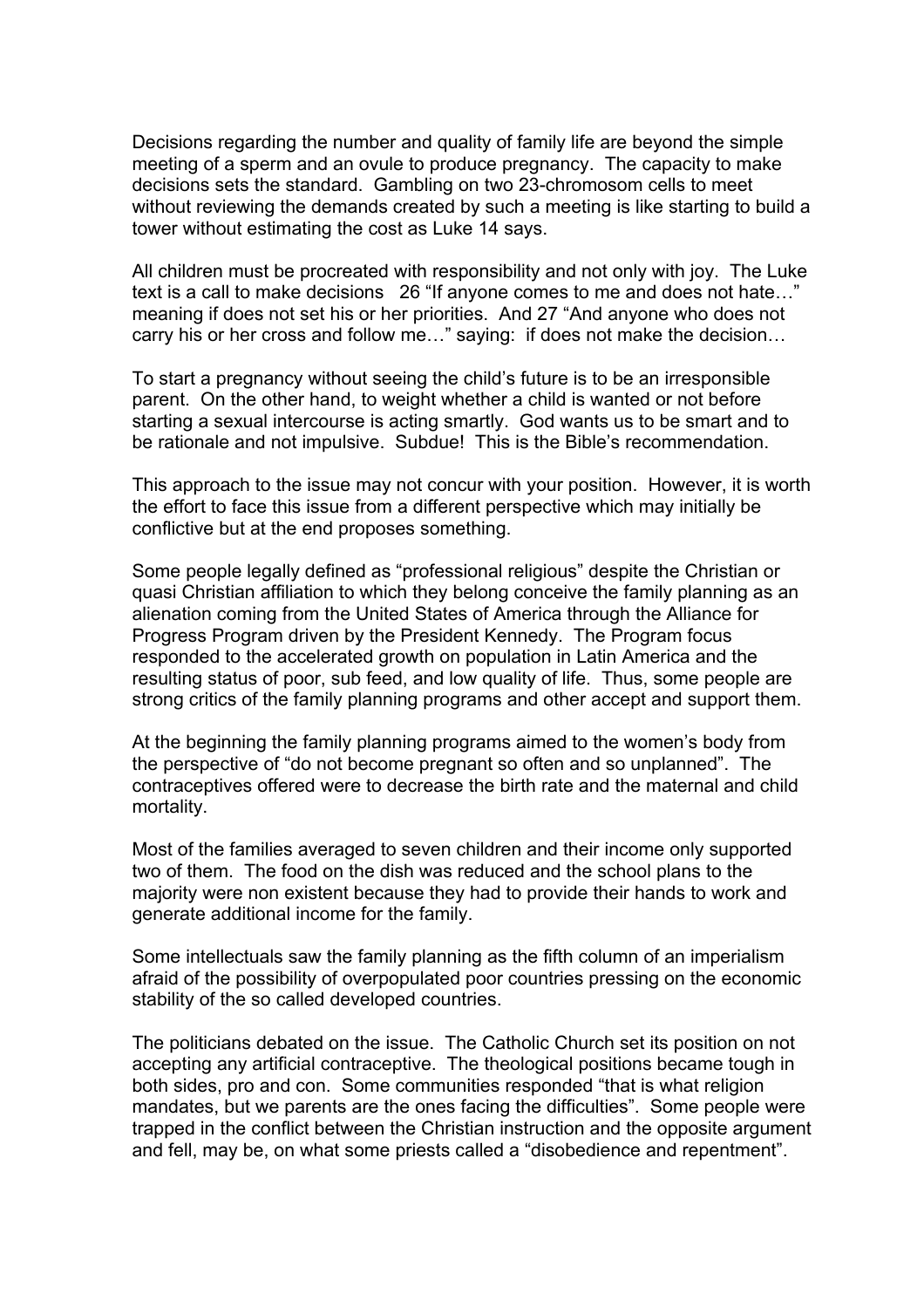Decisions regarding the number and quality of family life are beyond the simple meeting of a sperm and an ovule to produce pregnancy. The capacity to make decisions sets the standard. Gambling on two 23-chromosom cells to meet without reviewing the demands created by such a meeting is like starting to build a tower without estimating the cost as Luke 14 says.

All children must be procreated with responsibility and not only with joy. The Luke text is a call to make decisions 26 "If anyone comes to me and does not hate…" meaning if does not set his or her priorities. And 27 "And anyone who does not carry his or her cross and follow me…" saying: if does not make the decision…

To start a pregnancy without seeing the child's future is to be an irresponsible parent. On the other hand, to weight whether a child is wanted or not before starting a sexual intercourse is acting smartly. God wants us to be smart and to be rationale and not impulsive. Subdue! This is the Bible's recommendation.

This approach to the issue may not concur with your position. However, it is worth the effort to face this issue from a different perspective which may initially be conflictive but at the end proposes something.

Some people legally defined as "professional religious" despite the Christian or quasi Christian affiliation to which they belong conceive the family planning as an alienation coming from the United States of America through the Alliance for Progress Program driven by the President Kennedy. The Program focus responded to the accelerated growth on population in Latin America and the resulting status of poor, sub feed, and low quality of life. Thus, some people are strong critics of the family planning programs and other accept and support them.

At the beginning the family planning programs aimed to the women's body from the perspective of "do not become pregnant so often and so unplanned". The contraceptives offered were to decrease the birth rate and the maternal and child mortality.

Most of the families averaged to seven children and their income only supported two of them. The food on the dish was reduced and the school plans to the majority were non existent because they had to provide their hands to work and generate additional income for the family.

Some intellectuals saw the family planning as the fifth column of an imperialism afraid of the possibility of overpopulated poor countries pressing on the economic stability of the so called developed countries.

The politicians debated on the issue. The Catholic Church set its position on not accepting any artificial contraceptive. The theological positions became tough in both sides, pro and con. Some communities responded "that is what religion mandates, but we parents are the ones facing the difficulties". Some people were trapped in the conflict between the Christian instruction and the opposite argument and fell, may be, on what some priests called a "disobedience and repentment".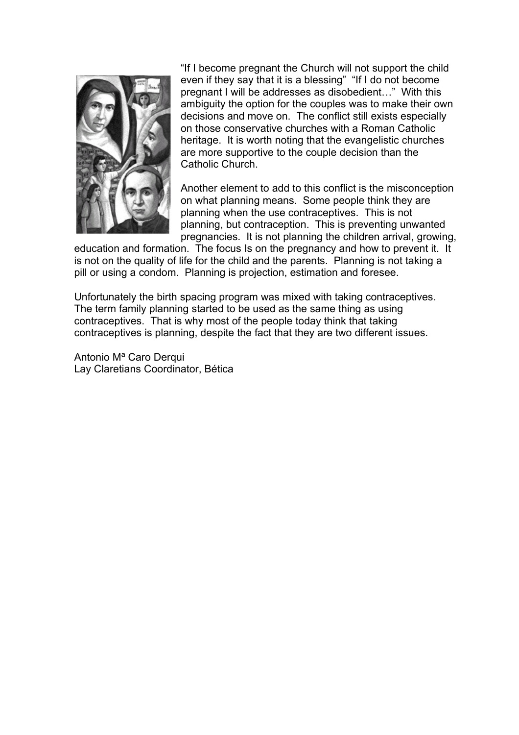"If I become pregnant the Church will not support the child even if they say that it is a blessing" "If I do not become pregnant I will be addresses as disobedient…" With this ambiguity the option for the couples was to make their own decisions and move on. The conflict still exists especially on those conservative churches with a Roman Catholic heritage. It is worth noting that the evangelistic churches are more supportive to the couple decision than the Catholic Church.

Another element to add to this conflict is the misconception on what planning means. Some people think they are planning when the use contraceptives. This is not planning, but contraception. This is preventing unwanted pregnancies. It is not planning the children arrival, growing, education and formation. The focus Is on the pregnancy and how to prevent it. It is not on the quality of life for the child and the parents. Planning is not taking a pill or using a condom. Planning is projection, estimation and foresee.

Unfortunately the birth spacing program was mixed with taking contraceptives. The term family planning started to be used as the same thing as using contraceptives. That is why most of the people today think that taking contraceptives is planning, despite the fact that they are two different issues.

Antonio Mª Caro Derqui
Lay Claretians Coordinator, Bética